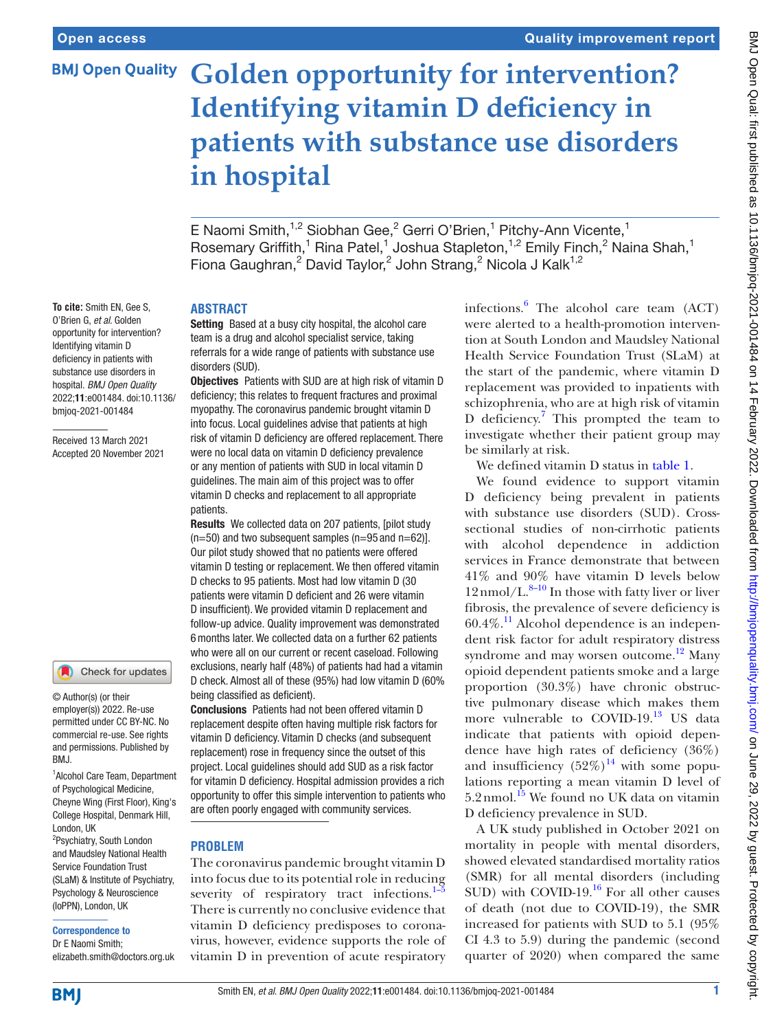Open access

Quality improvement report

# Golden opportunity for intervention? Identifying vitamin D deficiency in patients with substance use disorders in hospital

E Naomi Smith,[1,2] Siobhan Gee,[2] Gerri O'Brien,[1] Pitchy-Ann Vicente,[1] Rosemary Griffith,[1] Rina Patel,[1] Joshua Stapleton,[1,2] Emily Finch,[2] Naina Shah,[1] Fiona Gaughran,[2] David Taylor,[2] John Strang,[2] Nicola J Kalk[1,2]

**To cite:** Smith EN, Gee S, O'Brien G, *et al*. Golden opportunity for intervention? Identifying vitamin D deficiency in patients with substance use disorders in hospital. *BMJ Open Quality* 2022;**11**:e001484. doi:10.1136/bmjoq-2021-001484

Received 13 March 2021
Accepted 20 November 2021

© Author(s) (or their employer(s)) 2022. Re-use permitted under CC BY-NC. No commercial re-use. See rights and permissions. Published by BMJ.

[1]Alcohol Care Team, Department of Psychological Medicine, Cheyne Wing (First Floor), King's College Hospital, Denmark Hill, London, UK
[2]Psychiatry, South London and Maudsley National Health Service Foundation Trust (SLaM) & Institute of Psychiatry, Psychology & Neuroscience (IoPPN), London, UK

**Correspondence to**
Dr E Naomi Smith;
elizabeth.smith@doctors.org.uk

## ABSTRACT

**Setting** Based at a busy city hospital, the alcohol care team is a drug and alcohol specialist service, taking referrals for a wide range of patients with substance use disorders (SUD).

**Objectives** Patients with SUD are at high risk of vitamin D deficiency; this relates to frequent fractures and proximal myopathy. The coronavirus pandemic brought vitamin D into focus. Local guidelines advise that patients at high risk of vitamin D deficiency are offered replacement. There were no local data on vitamin D deficiency prevalence or any mention of patients with SUD in local vitamin D guidelines. The main aim of this project was to offer vitamin D checks and replacement to all appropriate patients.

**Results** We collected data on 207 patients, [pilot study (n=50) and two subsequent samples (n=95 and n=62)]. Our pilot study showed that no patients were offered vitamin D testing or replacement. We then offered vitamin D checks to 95 patients. Most had low vitamin D (30 patients were vitamin D deficient and 26 were vitamin D insufficient). We provided vitamin D replacement and follow-up advice. Quality improvement was demonstrated 6 months later. We collected data on a further 62 patients who were all on our current or recent caseload. Following exclusions, nearly half (48%) of patients had had a vitamin D check. Almost all of these (95%) had low vitamin D (60% being classified as deficient).

**Conclusions** Patients had not been offered vitamin D replacement despite often having multiple risk factors for vitamin D deficiency. Vitamin D checks (and subsequent replacement) rose in frequency since the outset of this project. Local guidelines should add SUD as a risk factor for vitamin D deficiency. Hospital admission provides a rich opportunity to offer this simple intervention to patients who are often poorly engaged with community services.

## PROBLEM

The coronavirus pandemic brought vitamin D into focus due to its potential role in reducing severity of respiratory tract infections.[1–5] There is currently no conclusive evidence that vitamin D deficiency predisposes to coronavirus, however, evidence supports the role of vitamin D in prevention of acute respiratory infections.[6] The alcohol care team (ACT) were alerted to a health-promotion intervention at South London and Maudsley National Health Service Foundation Trust (SLaM) at the start of the pandemic, where vitamin D replacement was provided to inpatients with schizophrenia, who are at high risk of vitamin D deficiency.[7] This prompted the team to investigate whether their patient group may be similarly at risk.

We defined vitamin D status in table 1.

We found evidence to support vitamin D deficiency being prevalent in patients with substance use disorders (SUD). Cross-sectional studies of non-cirrhotic patients with alcohol dependence in addiction services in France demonstrate that between 41% and 90% have vitamin D levels below 12 nmol/L.[8–10] In those with fatty liver or liver fibrosis, the prevalence of severe deficiency is 60.4%.[11] Alcohol dependence is an independent risk factor for adult respiratory distress syndrome and may worsen outcome.[12] Many opioid dependent patients smoke and a large proportion (30.3%) have chronic obstructive pulmonary disease which makes them more vulnerable to COVID-19.[13] US data indicate that patients with opioid dependence have high rates of deficiency (36%) and insufficiency (52%)[14] with some populations reporting a mean vitamin D level of 5.2 nmol.[15] We found no UK data on vitamin D deficiency prevalence in SUD.

A UK study published in October 2021 on mortality in people with mental disorders, showed elevated standardised mortality ratios (SMR) for all mental disorders (including SUD) with COVID-19.[16] For all other causes of death (not due to COVID-19), the SMR increased for patients with SUD to 5.1 (95% CI 4.3 to 5.9) during the pandemic (second quarter of 2020) when compared the same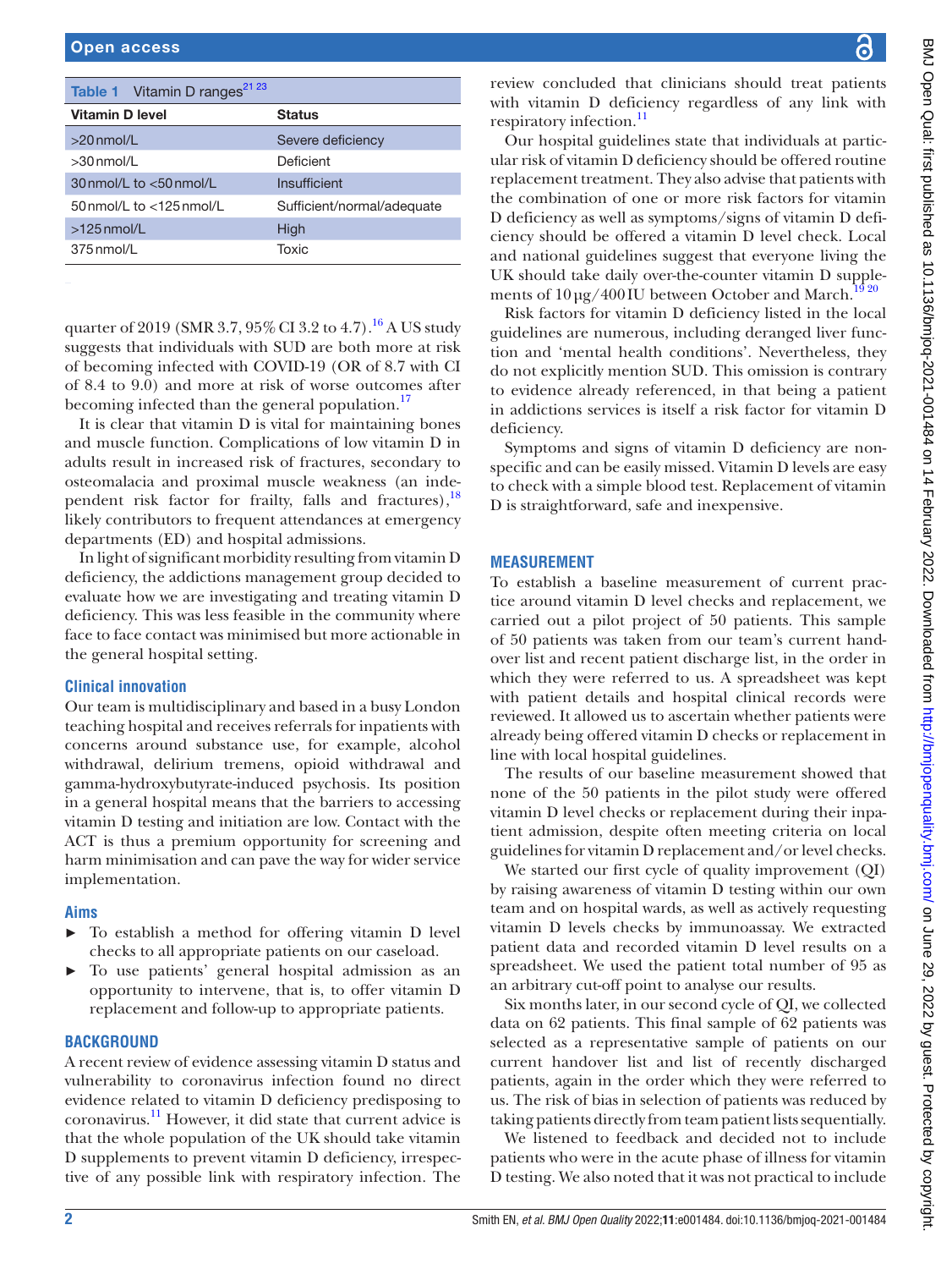**Table 1** Vitamin D ranges[21 23]

| Vitamin D level | Status |
|---|---|
| >20 nmol/L | Severe deficiency |
| >30 nmol/L | Deficient |
| 30 nmol/L to <50 nmol/L | Insufficient |
| 50 nmol/L to <125 nmol/L | Sufficient/normal/adequate |
| >125 nmol/L | High |
| 375 nmol/L | Toxic |

quarter of 2019 (SMR 3.7, 95% CI 3.2 to 4.7).[16] A US study suggests that individuals with SUD are both more at risk of becoming infected with COVID-19 (OR of 8.7 with CI of 8.4 to 9.0) and more at risk of worse outcomes after becoming infected than the general population.[17]

It is clear that vitamin D is vital for maintaining bones and muscle function. Complications of low vitamin D in adults result in increased risk of fractures, secondary to osteomalacia and proximal muscle weakness (an independent risk factor for frailty, falls and fractures),[18] likely contributors to frequent attendances at emergency departments (ED) and hospital admissions.

In light of significant morbidity resulting from vitamin D deficiency, the addictions management group decided to evaluate how we are investigating and treating vitamin D deficiency. This was less feasible in the community where face to face contact was minimised but more actionable in the general hospital setting.

### Clinical innovation

Our team is multidisciplinary and based in a busy London teaching hospital and receives referrals for inpatients with concerns around substance use, for example, alcohol withdrawal, delirium tremens, opioid withdrawal and gamma-hydroxybutyrate-induced psychosis. Its position in a general hospital means that the barriers to accessing vitamin D testing and initiation are low. Contact with the ACT is thus a premium opportunity for screening and harm minimisation and can pave the way for wider service implementation.

### Aims

- To establish a method for offering vitamin D level checks to all appropriate patients on our caseload.
- To use patients' general hospital admission as an opportunity to intervene, that is, to offer vitamin D replacement and follow-up to appropriate patients.

## BACKGROUND

A recent review of evidence assessing vitamin D status and vulnerability to coronavirus infection found no direct evidence related to vitamin D deficiency predisposing to coronavirus.[11] However, it did state that current advice is that the whole population of the UK should take vitamin D supplements to prevent vitamin D deficiency, irrespective of any possible link with respiratory infection. The review concluded that clinicians should treat patients with vitamin D deficiency regardless of any link with respiratory infection.[11]

Our hospital guidelines state that individuals at particular risk of vitamin D deficiency should be offered routine replacement treatment. They also advise that patients with the combination of one or more risk factors for vitamin D deficiency as well as symptoms/signs of vitamin D deficiency should be offered a vitamin D level check. Local and national guidelines suggest that everyone living the UK should take daily over-the-counter vitamin D supplements of 10 µg/400 IU between October and March.[19 20]

Risk factors for vitamin D deficiency listed in the local guidelines are numerous, including deranged liver function and 'mental health conditions'. Nevertheless, they do not explicitly mention SUD. This omission is contrary to evidence already referenced, in that being a patient in addictions services is itself a risk factor for vitamin D deficiency.

Symptoms and signs of vitamin D deficiency are non-specific and can be easily missed. Vitamin D levels are easy to check with a simple blood test. Replacement of vitamin D is straightforward, safe and inexpensive.

## MEASUREMENT

To establish a baseline measurement of current practice around vitamin D level checks and replacement, we carried out a pilot project of 50 patients. This sample of 50 patients was taken from our team's current handover list and recent patient discharge list, in the order in which they were referred to us. A spreadsheet was kept with patient details and hospital clinical records were reviewed. It allowed us to ascertain whether patients were already being offered vitamin D checks or replacement in line with local hospital guidelines.

The results of our baseline measurement showed that none of the 50 patients in the pilot study were offered vitamin D level checks or replacement during their inpatient admission, despite often meeting criteria on local guidelines for vitamin D replacement and/or level checks.

We started our first cycle of quality improvement (QI) by raising awareness of vitamin D testing within our own team and on hospital wards, as well as actively requesting vitamin D levels checks by immunoassay. We extracted patient data and recorded vitamin D level results on a spreadsheet. We used the patient total number of 95 as an arbitrary cut-off point to analyse our results.

Six months later, in our second cycle of QI, we collected data on 62 patients. This final sample of 62 patients was selected as a representative sample of patients on our current handover list and list of recently discharged patients, again in the order which they were referred to us. The risk of bias in selection of patients was reduced by taking patients directly from team patient lists sequentially.

We listened to feedback and decided not to include patients who were in the acute phase of illness for vitamin D testing. We also noted that it was not practical to include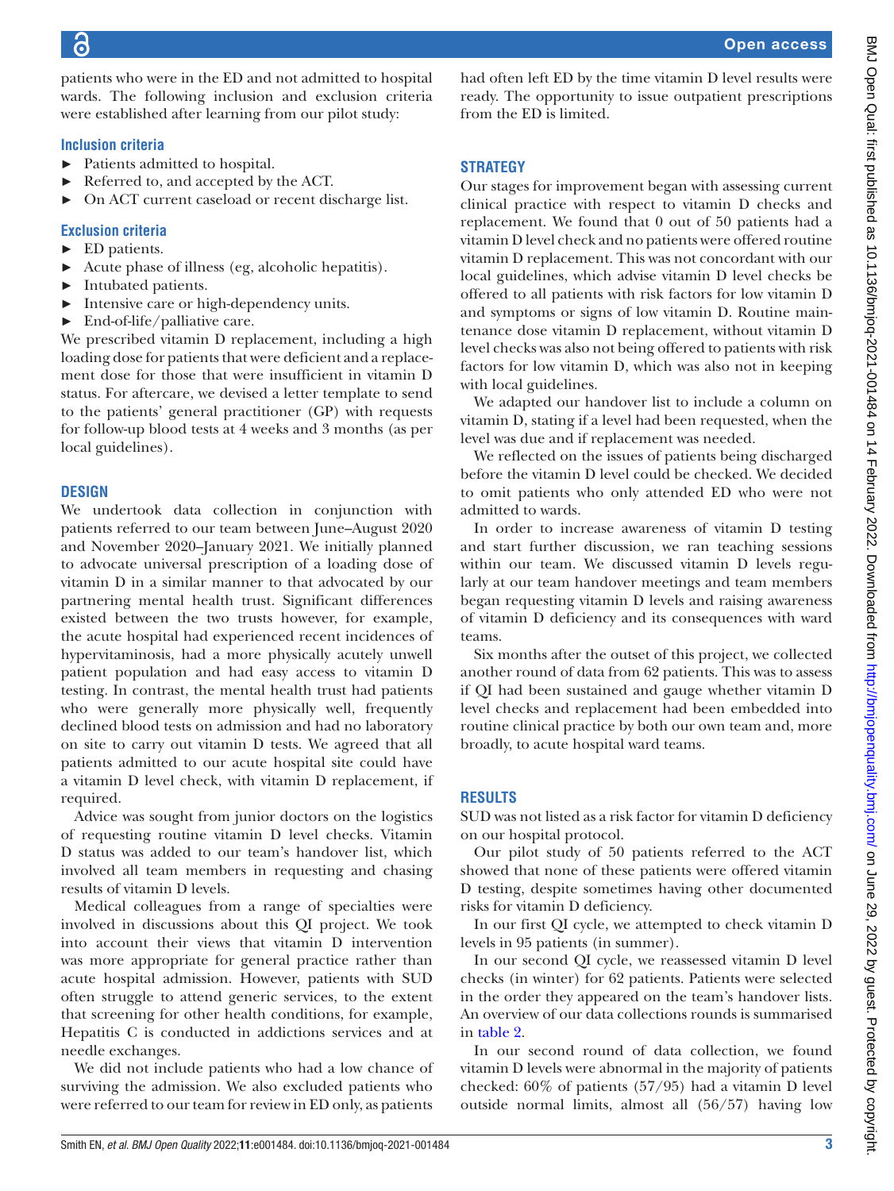patients who were in the ED and not admitted to hospital wards. The following inclusion and exclusion criteria were established after learning from our pilot study:

### Inclusion criteria

- Patients admitted to hospital.
- Referred to, and accepted by the ACT.
- On ACT current caseload or recent discharge list.

### Exclusion criteria

- ED patients.
- Acute phase of illness (eg, alcoholic hepatitis).
- Intubated patients.
- Intensive care or high-dependency units.
- End-of-life/palliative care.

We prescribed vitamin D replacement, including a high loading dose for patients that were deficient and a replacement dose for those that were insufficient in vitamin D status. For aftercare, we devised a letter template to send to the patients' general practitioner (GP) with requests for follow-up blood tests at 4 weeks and 3 months (as per local guidelines).

## DESIGN

We undertook data collection in conjunction with patients referred to our team between June–August 2020 and November 2020–January 2021. We initially planned to advocate universal prescription of a loading dose of vitamin D in a similar manner to that advocated by our partnering mental health trust. Significant differences existed between the two trusts however, for example, the acute hospital had experienced recent incidences of hypervitaminosis, had a more physically acutely unwell patient population and had easy access to vitamin D testing. In contrast, the mental health trust had patients who were generally more physically well, frequently declined blood tests on admission and had no laboratory on site to carry out vitamin D tests. We agreed that all patients admitted to our acute hospital site could have a vitamin D level check, with vitamin D replacement, if required.

Advice was sought from junior doctors on the logistics of requesting routine vitamin D level checks. Vitamin D status was added to our team's handover list, which involved all team members in requesting and chasing results of vitamin D levels.

Medical colleagues from a range of specialties were involved in discussions about this QI project. We took into account their views that vitamin D intervention was more appropriate for general practice rather than acute hospital admission. However, patients with SUD often struggle to attend generic services, to the extent that screening for other health conditions, for example, Hepatitis C is conducted in addictions services and at needle exchanges.

We did not include patients who had a low chance of surviving the admission. We also excluded patients who were referred to our team for review in ED only, as patients had often left ED by the time vitamin D level results were ready. The opportunity to issue outpatient prescriptions from the ED is limited.

## STRATEGY

Our stages for improvement began with assessing current clinical practice with respect to vitamin D checks and replacement. We found that 0 out of 50 patients had a vitamin D level check and no patients were offered routine vitamin D replacement. This was not concordant with our local guidelines, which advise vitamin D level checks be offered to all patients with risk factors for low vitamin D and symptoms or signs of low vitamin D. Routine maintenance dose vitamin D replacement, without vitamin D level checks was also not being offered to patients with risk factors for low vitamin D, which was also not in keeping with local guidelines.

We adapted our handover list to include a column on vitamin D, stating if a level had been requested, when the level was due and if replacement was needed.

We reflected on the issues of patients being discharged before the vitamin D level could be checked. We decided to omit patients who only attended ED who were not admitted to wards.

In order to increase awareness of vitamin D testing and start further discussion, we ran teaching sessions within our team. We discussed vitamin D levels regularly at our team handover meetings and team members began requesting vitamin D levels and raising awareness of vitamin D deficiency and its consequences with ward teams.

Six months after the outset of this project, we collected another round of data from 62 patients. This was to assess if QI had been sustained and gauge whether vitamin D level checks and replacement had been embedded into routine clinical practice by both our own team and, more broadly, to acute hospital ward teams.

## RESULTS

SUD was not listed as a risk factor for vitamin D deficiency on our hospital protocol.

Our pilot study of 50 patients referred to the ACT showed that none of these patients were offered vitamin D testing, despite sometimes having other documented risks for vitamin D deficiency.

In our first QI cycle, we attempted to check vitamin D levels in 95 patients (in summer).

In our second QI cycle, we reassessed vitamin D level checks (in winter) for 62 patients. Patients were selected in the order they appeared on the team's handover lists. An overview of our data collections rounds is summarised in table 2.

In our second round of data collection, we found vitamin D levels were abnormal in the majority of patients checked: 60% of patients (57/95) had a vitamin D level outside normal limits, almost all (56/57) having low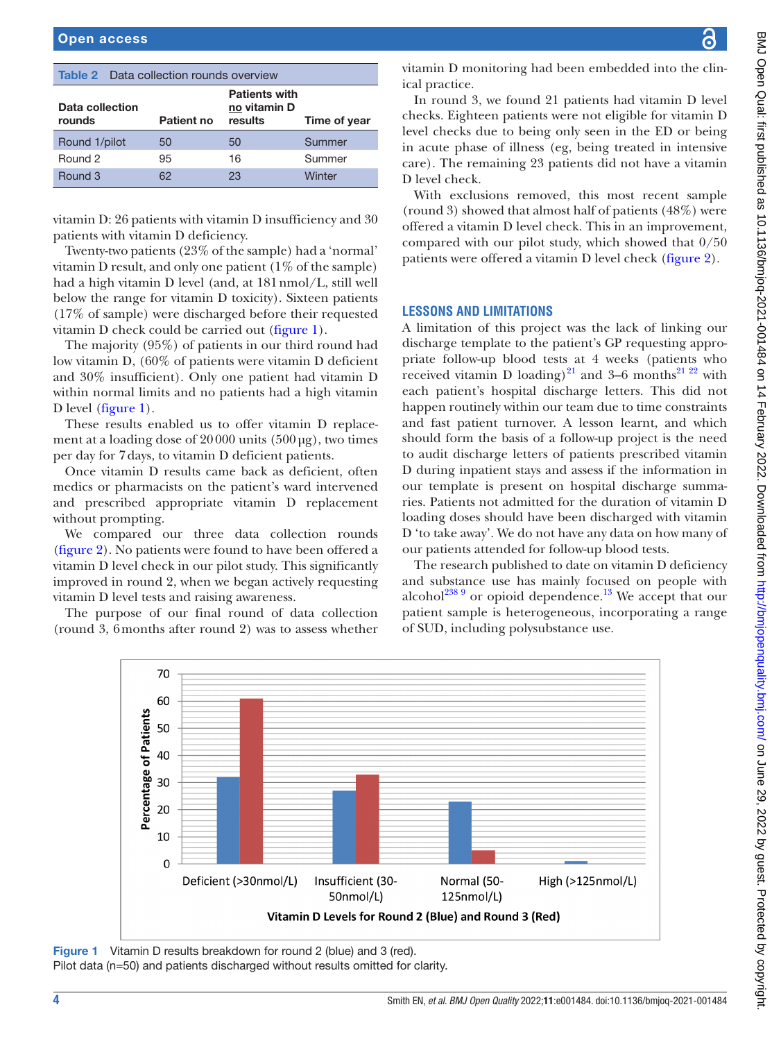**Table 2** Data collection rounds overview

| Data collection rounds | Patient no | Patients with no vitamin D results | Time of year |
|---|---|---|---|
| Round 1/pilot | 50 | 50 | Summer |
| Round 2 | 95 | 16 | Summer |
| Round 3 | 62 | 23 | Winter |

vitamin D: 26 patients with vitamin D insufficiency and 30 patients with vitamin D deficiency.

Twenty-two patients (23% of the sample) had a 'normal' vitamin D result, and only one patient (1% of the sample) had a high vitamin D level (and, at 181 nmol/L, still well below the range for vitamin D toxicity). Sixteen patients (17% of sample) were discharged before their requested vitamin D check could be carried out (figure 1).

The majority (95%) of patients in our third round had low vitamin D, (60% of patients were vitamin D deficient and 30% insufficient). Only one patient had vitamin D within normal limits and no patients had a high vitamin D level (figure 1).

These results enabled us to offer vitamin D replacement at a loading dose of 20 000 units (500 µg), two times per day for 7 days, to vitamin D deficient patients.

Once vitamin D results came back as deficient, often medics or pharmacists on the patient's ward intervened and prescribed appropriate vitamin D replacement without prompting.

We compared our three data collection rounds (figure 2). No patients were found to have been offered a vitamin D level check in our pilot study. This significantly improved in round 2, when we began actively requesting vitamin D level tests and raising awareness.

The purpose of our final round of data collection (round 3, 6 months after round 2) was to assess whether vitamin D monitoring had been embedded into the clinical practice.

In round 3, we found 21 patients had vitamin D level checks. Eighteen patients were not eligible for vitamin D level checks due to being only seen in the ED or being in acute phase of illness (eg, being treated in intensive care). The remaining 23 patients did not have a vitamin D level check.

With exclusions removed, this most recent sample (round 3) showed that almost half of patients (48%) were offered a vitamin D level check. This in an improvement, compared with our pilot study, which showed that 0/50 patients were offered a vitamin D level check (figure 2).

## LESSONS AND LIMITATIONS

A limitation of this project was the lack of linking our discharge template to the patient's GP requesting appropriate follow-up blood tests at 4 weeks (patients who received vitamin D loading)[21] and 3–6 months[21 22] with each patient's hospital discharge letters. This did not happen routinely within our team due to time constraints and fast patient turnover. A lesson learnt, and which should form the basis of a follow-up project is the need to audit discharge letters of patients prescribed vitamin D during inpatient stays and assess if the information in our template is present on hospital discharge summaries. Patients not admitted for the duration of vitamin D loading doses should have been discharged with vitamin D 'to take away'. We do not have any data on how many of our patients attended for follow-up blood tests.

The research published to date on vitamin D deficiency and substance use has mainly focused on people with alcohol[2 3 8 9] or opioid dependence.[13] We accept that our patient sample is heterogeneous, incorporating a range of SUD, including polysubstance use.

**Figure 1** Vitamin D results breakdown for round 2 (blue) and 3 (red). Pilot data (n=50) and patients discharged without results omitted for clarity.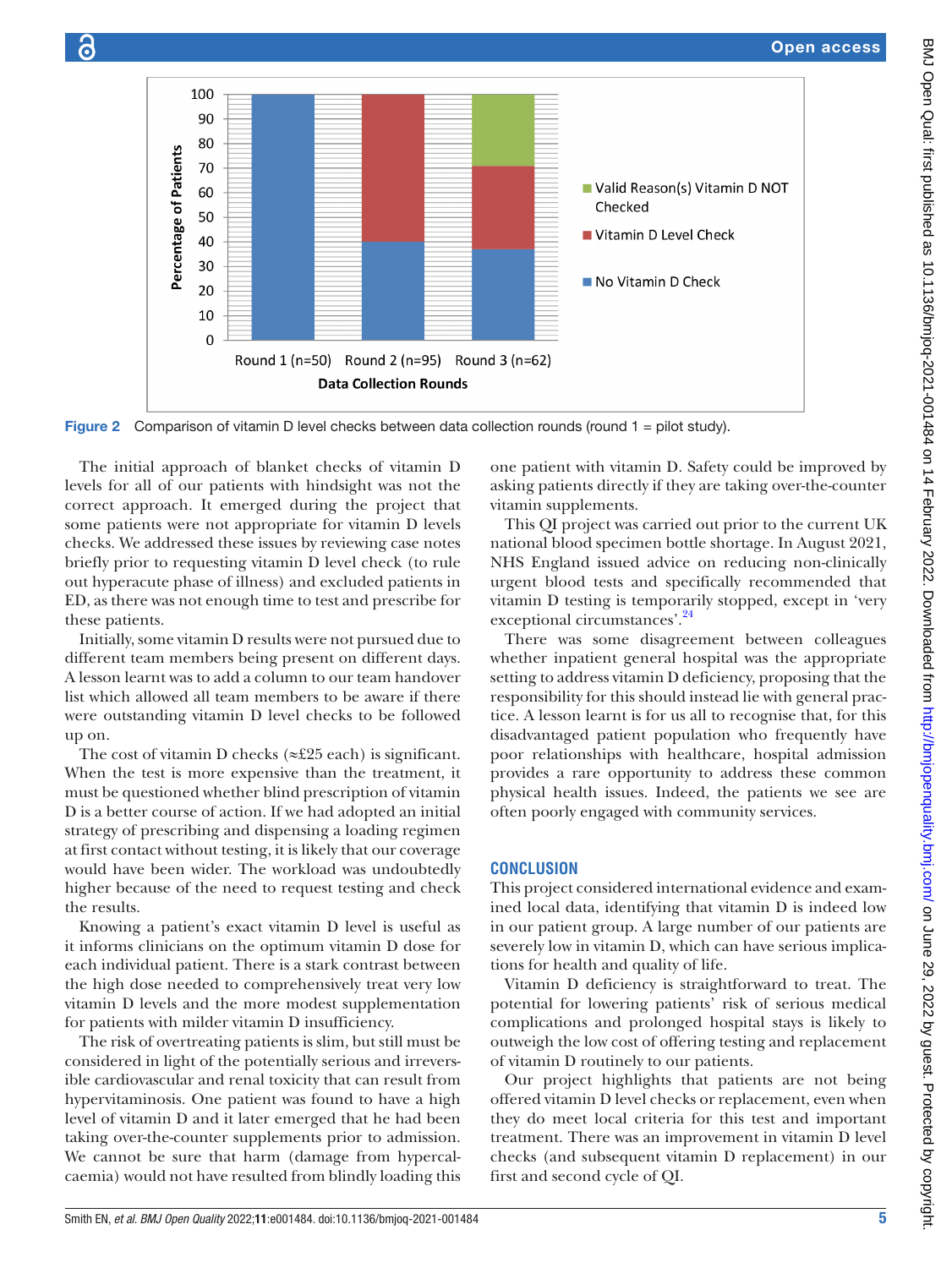Figure 2 Comparison of vitamin D level checks between data collection rounds (round 1 = pilot study).

The initial approach of blanket checks of vitamin D levels for all of our patients with hindsight was not the correct approach. It emerged during the project that some patients were not appropriate for vitamin D levels checks. We addressed these issues by reviewing case notes briefly prior to requesting vitamin D level check (to rule out hyperacute phase of illness) and excluded patients in ED, as there was not enough time to test and prescribe for these patients.

Initially, some vitamin D results were not pursued due to different team members being present on different days. A lesson learnt was to add a column to our team handover list which allowed all team members to be aware if there were outstanding vitamin D level checks to be followed up on.

The cost of vitamin D checks (≈£25 each) is significant. When the test is more expensive than the treatment, it must be questioned whether blind prescription of vitamin D is a better course of action. If we had adopted an initial strategy of prescribing and dispensing a loading regimen at first contact without testing, it is likely that our coverage would have been wider. The workload was undoubtedly higher because of the need to request testing and check the results.

Knowing a patient's exact vitamin D level is useful as it informs clinicians on the optimum vitamin D dose for each individual patient. There is a stark contrast between the high dose needed to comprehensively treat very low vitamin D levels and the more modest supplementation for patients with milder vitamin D insufficiency.

The risk of overtreating patients is slim, but still must be considered in light of the potentially serious and irreversible cardiovascular and renal toxicity that can result from hypervitaminosis. One patient was found to have a high level of vitamin D and it later emerged that he had been taking over-the-counter supplements prior to admission. We cannot be sure that harm (damage from hypercalcaemia) would not have resulted from blindly loading this one patient with vitamin D. Safety could be improved by asking patients directly if they are taking over-the-counter vitamin supplements.

This QI project was carried out prior to the current UK national blood specimen bottle shortage. In August 2021, NHS England issued advice on reducing non-clinically urgent blood tests and specifically recommended that vitamin D testing is temporarily stopped, except in 'very exceptional circumstances'.[24]

There was some disagreement between colleagues whether inpatient general hospital was the appropriate setting to address vitamin D deficiency, proposing that the responsibility for this should instead lie with general practice. A lesson learnt is for us all to recognise that, for this disadvantaged patient population who frequently have poor relationships with healthcare, hospital admission provides a rare opportunity to address these common physical health issues. Indeed, the patients we see are often poorly engaged with community services.

## CONCLUSION

This project considered international evidence and examined local data, identifying that vitamin D is indeed low in our patient group. A large number of our patients are severely low in vitamin D, which can have serious implications for health and quality of life.

Vitamin D deficiency is straightforward to treat. The potential for lowering patients' risk of serious medical complications and prolonged hospital stays is likely to outweigh the low cost of offering testing and replacement of vitamin D routinely to our patients.

Our project highlights that patients are not being offered vitamin D level checks or replacement, even when they do meet local criteria for this test and important treatment. There was an improvement in vitamin D level checks (and subsequent vitamin D replacement) in our first and second cycle of QI.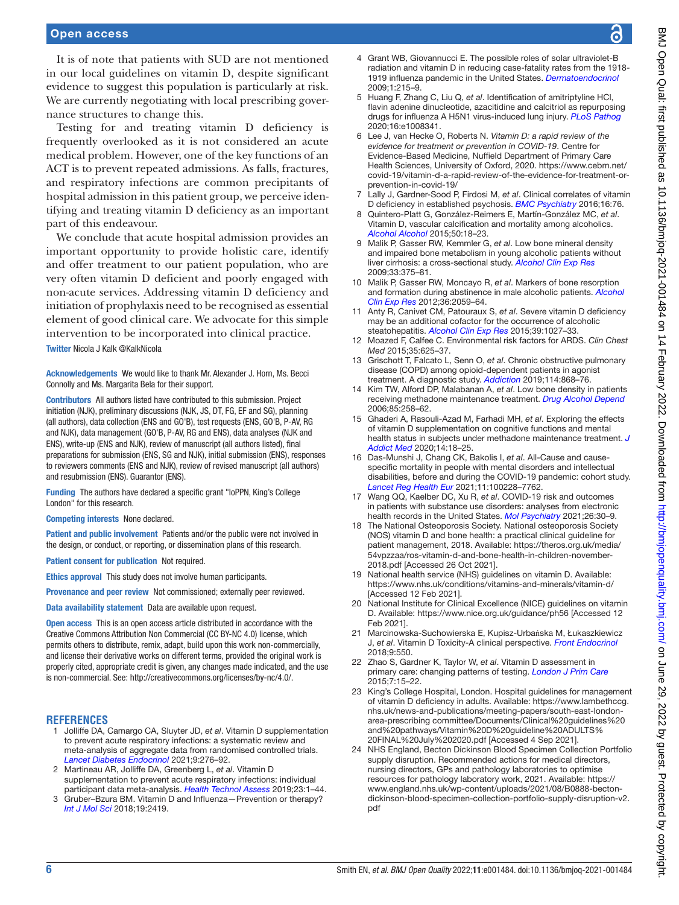It is of note that patients with SUD are not mentioned in our local guidelines on vitamin D, despite significant evidence to suggest this population is particularly at risk. We are currently negotiating with local prescribing governance structures to change this.

Testing for and treating vitamin D deficiency is frequently overlooked as it is not considered an acute medical problem. However, one of the key functions of an ACT is to prevent repeated admissions. As falls, fractures, and respiratory infections are common precipitants of hospital admission in this patient group, we perceive identifying and treating vitamin D deficiency as an important part of this endeavour.

We conclude that acute hospital admission provides an important opportunity to provide holistic care, identify and offer treatment to our patient population, who are very often vitamin D deficient and poorly engaged with non-acute services. Addressing vitamin D deficiency and initiation of prophylaxis need to be recognised as essential element of good clinical care. We advocate for this simple intervention to be incorporated into clinical practice.

**Twitter** Nicola J Kalk @KalkNicola

**Acknowledgements** We would like to thank Mr. Alexander J. Horn, Ms. Becci Connolly and Ms. Margarita Bela for their support.

**Contributors** All authors listed have contributed to this submission. Project initiation (NJK), preliminary discussions (NJK, JS, DT, FG, EF and SG), planning (all authors), data collection (ENS and GO'B), test requests (ENS, GO'B, P-AV, RG and NJK), data management (GO'B, P-AV, RG and ENS), data analyses (NJK and ENS), write-up (ENS and NJK), review of manuscript (all authors listed), final preparations for submission (ENS, SG and NJK), initial submission (ENS), responses to reviewers comments (ENS and NJK), review of revised manuscript (all authors) and resubmission (ENS). Guarantor (ENS).

**Funding** The authors have declared a specific grant "IoPPN, King's College London" for this research.

**Competing interests** None declared.

**Patient and public involvement** Patients and/or the public were not involved in the design, or conduct, or reporting, or dissemination plans of this research.

**Patient consent for publication** Not required.

**Ethics approval** This study does not involve human participants.

**Provenance and peer review** Not commissioned; externally peer reviewed.

**Data availability statement** Data are available upon request.

**Open access** This is an open access article distributed in accordance with the Creative Commons Attribution Non Commercial (CC BY-NC 4.0) license, which permits others to distribute, remix, adapt, build upon this work non-commercially, and license their derivative works on different terms, provided the original work is properly cited, appropriate credit is given, any changes made indicated, and the use is non-commercial. See: http://creativecommons.org/licenses/by-nc/4.0/.

## REFERENCES

1. Jolliffe DA, Camargo CA, Sluyter JD, *et al*. Vitamin D supplementation to prevent acute respiratory infections: a systematic review and meta-analysis of aggregate data from randomised controlled trials. *Lancet Diabetes Endocrinol* 2021;9:276–92.
2. Martineau AR, Jolliffe DA, Greenberg L, *et al*. Vitamin D supplementation to prevent acute respiratory infections: individual participant data meta-analysis. *Health Technol Assess* 2019;23:1–44.
3. Gruber–Bzura BM. Vitamin D and Influenza—Prevention or therapy? *Int J Mol Sci* 2018;19:2419.
4. Grant WB, Giovannucci E. The possible roles of solar ultraviolet-B radiation and vitamin D in reducing case-fatality rates from the 1918-1919 influenza pandemic in the United States. *Dermatoendocrinol* 2009;1:215–9.
5. Huang F, Zhang C, Liu Q, *et al*. Identification of amitriptyline HCl, flavin adenine dinucleotide, azacitidine and calcitriol as repurposing drugs for influenza A H5N1 virus-induced lung injury. *PLoS Pathog* 2020;16:e1008341.
6. Lee J, van Hecke O, Roberts N. *Vitamin D: a rapid review of the evidence for treatment or prevention in COVID-19*. Centre for Evidence-Based Medicine, Nuffield Department of Primary Care Health Sciences, University of Oxford, 2020. https://www.cebm.net/covid-19/vitamin-d-a-rapid-review-of-the-evidence-for-treatment-or-prevention-in-covid-19/
7. Lally J, Gardner-Sood P, Firdosi M, *et al*. Clinical correlates of vitamin D deficiency in established psychosis. *BMC Psychiatry* 2016;16:76.
8. Quintero-Platt G, González-Reimers E, Martín-González MC, *et al*. Vitamin D, vascular calcification and mortality among alcoholics. *Alcohol Alcohol* 2015;50:18–23.
9. Malik P, Gasser RW, Kemmler G, *et al*. Low bone mineral density and impaired bone metabolism in young alcoholic patients without liver cirrhosis: a cross-sectional study. *Alcohol Clin Exp Res* 2009;33:375–81.
10. Malik P, Gasser RW, Moncayo R, *et al*. Markers of bone resorption and formation during abstinence in male alcoholic patients. *Alcohol Clin Exp Res* 2012;36:2059–64.
11. Anty R, Canivet CM, Patouraux S, *et al*. Severe vitamin D deficiency may be an additional cofactor for the occurrence of alcoholic steatohepatitis. *Alcohol Clin Exp Res* 2015;39:1027–33.
12. Moazed F, Calfee C. Environmental risk factors for ARDS. *Clin Chest Med* 2015;35:625–37.
13. Grischott T, Falcato L, Senn O, *et al*. Chronic obstructive pulmonary disease (COPD) among opioid-dependent patients in agonist treatment. A diagnostic study. *Addiction* 2019;114:868–76.
14. Kim TW, Alford DP, Malabanan A, *et al*. Low bone density in patients receiving methadone maintenance treatment. *Drug Alcohol Depend* 2006;85:258–62.
15. Ghaderi A, Rasouli-Azad M, Farhadi MH, *et al*. Exploring the effects of vitamin D supplementation on cognitive functions and mental health status in subjects under methadone maintenance treatment. *J Addict Med* 2020;14:18–25.
16. Das-Munshi J, Chang CK, Bakolis I, *et al*. All-Cause and cause-specific mortality in people with mental disorders and intellectual disabilities, before and during the COVID-19 pandemic: cohort study. *Lancet Reg Health Eur* 2021;11:100228–7762.
17. Wang QQ, Kaelber DC, Xu R, *et al*. COVID-19 risk and outcomes in patients with substance use disorders: analyses from electronic health records in the United States. *Mol Psychiatry* 2021;26:30–9.
18. The National Osteoporosis Society. National osteoporosis Society (NOS) vitamin D and bone health: a practical clinical guideline for patient management, 2018. Available: https://theros.org.uk/media/54vpzzaa/ros-vitamin-d-and-bone-health-in-children-november-2018.pdf [Accessed 26 Oct 2021].
19. National health service (NHS) guidelines on vitamin D. Available: https://www.nhs.uk/conditions/vitamins-and-minerals/vitamin-d/ [Accessed 12 Feb 2021].
20. National Institute for Clinical Excellence (NICE) guidelines on vitamin D. Available: https://www.nice.org.uk/guidance/ph56 [Accessed 12 Feb 2021].
21. Marcinowska-Suchowierska E, Kupisz-Urbańska M, Łukaszkiewicz J, *et al*. Vitamin D Toxicity-A clinical perspective. *Front Endocrinol* 2018;9:550.
22. Zhao S, Gardner K, Taylor W, *et al*. Vitamin D assessment in primary care: changing patterns of testing. *London J Prim Care* 2015;7:15–22.
23. King's College Hospital, London. Hospital guidelines for management of vitamin D deficiency in adults. Available: https://www.lambethccg.nhs.uk/news-and-publications/meeting-papers/south-east-london-area-prescribing committee/Documents/Clinical%20guidelines%20and%20pathways/Vitamin%20D%20guideline%20ADULTS%20FINAL%20July%202020.pdf [Accessed 4 Sep 2021].
24. NHS England, Becton Dickinson Blood Specimen Collection Portfolio supply disruption. Recommended actions for medical directors, nursing directors, GPs and pathology laboratories to optimise resources for pathology laboratory work, 2021. Available: https://www.england.nhs.uk/wp-content/uploads/2021/08/B0888-becton-dickinson-blood-specimen-collection-portfolio-supply-disruption-v2.pdf